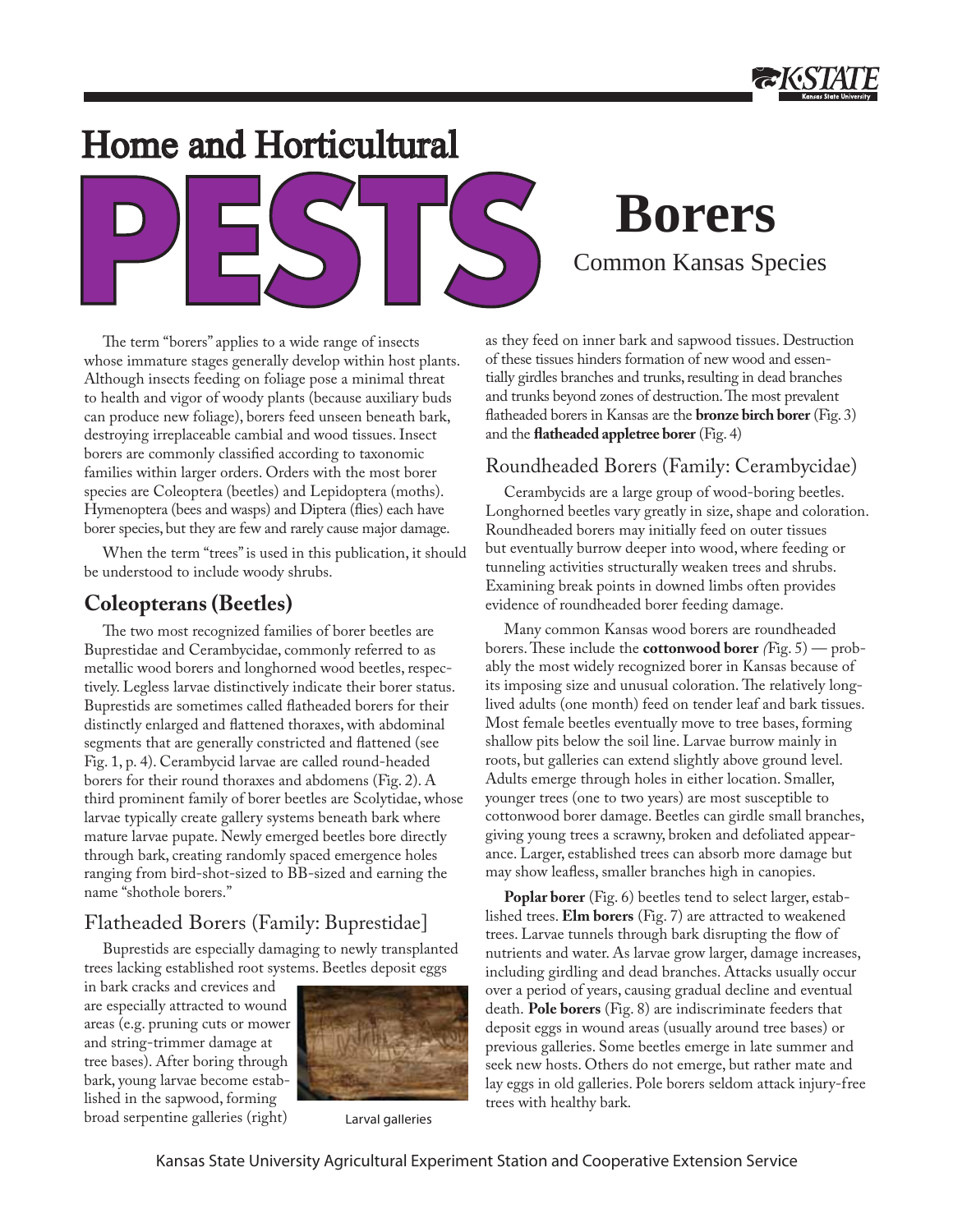# Home and Horticultural PESTS

# Borers

## Common Kansas Species

The term "borers" applies to a wide range of insects whose immature stages generally develop within host plants. Although insects feeding on foliage pose a minimal threat to health and vigor of woody plants (because auxiliary buds can produce new foliage), borers feed unseen beneath bark, destroying irreplaceable cambial and wood tissues. Insect borers are commonly classified according to taxonomic families within larger orders. Orders with the most borer species are Coleoptera (beetles) and Lepidoptera (moths). Hymenoptera (bees and wasps) and Diptera (flies) each have borer species, but they are few and rarely cause major damage.

When the term "trees" is used in this publication, it should be understood to include woody shrubs.

## Coleopterans (Beetles)

The two most recognized families of borer beetles are Buprestidae and Cerambycidae, commonly referred to as metallic wood borers and longhorned wood beetles, respectively. Legless larvae distinctively indicate their borer status. Buprestids are sometimes called flatheaded borers for their distinctly enlarged and flattened thoraxes, with abdominal segments that are generally constricted and flattened (see Fig. 1, p. 4). Cerambycid larvae are called round-headed borers for their round thoraxes and abdomens (Fig. 2). A third prominent family of borer beetles are Scolytidae, whose larvae typically create gallery systems beneath bark where mature larvae pupate. Newly emerged beetles bore directly through bark, creating randomly spaced emergence holes ranging from bird-shot-sized to BB-sized and earning the name "shothole borers."

### Flatheaded Borers (Family: Buprestidae]

Buprestids are especially damaging to newly transplanted trees lacking established root systems. Beetles deposit eggs in bark cracks and crevices and are especially attracted to wound areas (e.g. pruning cuts or mower and string-trimmer damage at tree bases). After boring through bark, young larvae become established in the sapwood, forming broad serpentine galleries (right) as they feed on inner bark and sapwood tissues. Destruction of these tissues hinders formation of new wood and essentially girdles branches and trunks, resulting in dead branches and trunks beyond zones of destruction. The most prevalent flatheaded borers in Kansas are the **bronze birch borer** (Fig. 3) and the **flatheaded appletree borer** (Fig. 4)

Larval galleries

### Roundheaded Borers (Family: Cerambycidae)

Cerambycids are a large group of wood-boring beetles. Longhorned beetles vary greatly in size, shape and coloration. Roundheaded borers may initially feed on outer tissues but eventually burrow deeper into wood, where feeding or tunneling activities structurally weaken trees and shrubs. Examining break points in downed limbs often provides evidence of roundheaded borer feeding damage.

Many common Kansas wood borers are roundheaded borers. These include the **cottonwood borer** *(*Fig. 5) — probably the most widely recognized borer in Kansas because of its imposing size and unusual coloration. The relatively long-lived adults (one month) feed on tender leaf and bark tissues. Most female beetles eventually move to tree bases, forming shallow pits below the soil line. Larvae burrow mainly in roots, but galleries can extend slightly above ground level. Adults emerge through holes in either location. Smaller, younger trees (one to two years) are most susceptible to cottonwood borer damage. Beetles can girdle small branches, giving young trees a scrawny, broken and defoliated appearance. Larger, established trees can absorb more damage but may show leafless, smaller branches high in canopies.

**Poplar borer** (Fig. 6) beetles tend to select larger, established trees. **Elm borers** (Fig. 7) are attracted to weakened trees. Larvae tunnels through bark disrupting the flow of nutrients and water. As larvae grow larger, damage increases, including girdling and dead branches. Attacks usually occur over a period of years, causing gradual decline and eventual death. **Pole borers** (Fig. 8) are indiscriminate feeders that deposit eggs in wound areas (usually around tree bases) or previous galleries. Some beetles emerge in late summer and seek new hosts. Others do not emerge, but rather mate and lay eggs in old galleries. Pole borers seldom attack injury-free trees with healthy bark.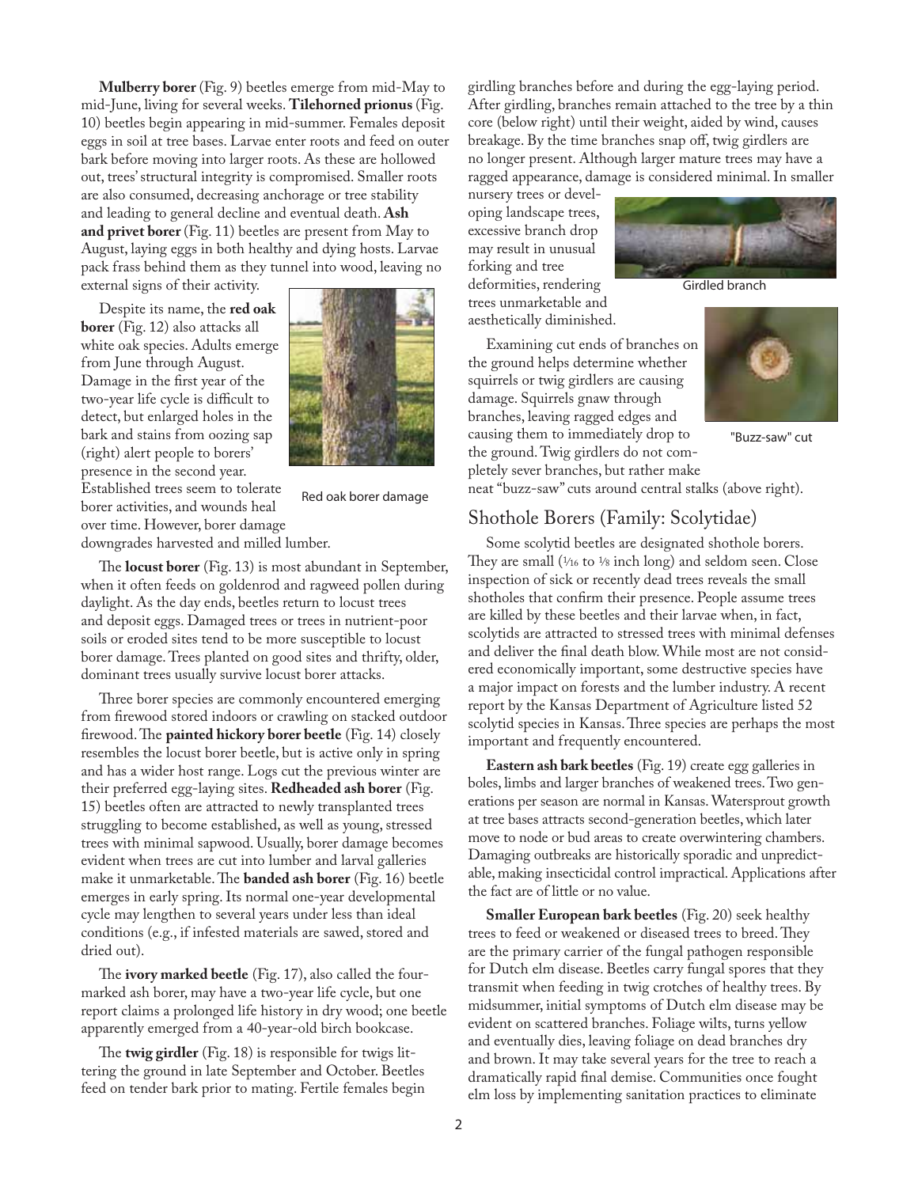**Mulberry borer** (Fig. 9) beetles emerge from mid-May to mid-June, living for several weeks. **Tilehorned prionus** (Fig. 10) beetles begin appearing in mid-summer. Females deposit eggs in soil at tree bases. Larvae enter roots and feed on outer bark before moving into larger roots. As these are hollowed out, trees' structural integrity is compromised. Smaller roots are also consumed, decreasing anchorage or tree stability and leading to general decline and eventual death. **Ash and privet borer** (Fig. 11) beetles are present from May to August, laying eggs in both healthy and dying hosts. Larvae pack frass behind them as they tunnel into wood, leaving no external signs of their activity.

Despite its name, the **red oak borer** (Fig. 12) also attacks all white oak species. Adults emerge from June through August. Damage in the first year of the two-year life cycle is difficult to detect, but enlarged holes in the bark and stains from oozing sap (right) alert people to borers' presence in the second year. Established trees seem to tolerate borer activities, and wounds heal over time. However, borer damage downgrades harvested and milled lumber.

Red oak borer damage

The **locust borer** (Fig. 13) is most abundant in September, when it often feeds on goldenrod and ragweed pollen during daylight. As the day ends, beetles return to locust trees and deposit eggs. Damaged trees or trees in nutrient-poor soils or eroded sites tend to be more susceptible to locust borer damage. Trees planted on good sites and thrifty, older, dominant trees usually survive locust borer attacks.

Three borer species are commonly encountered emerging from firewood stored indoors or crawling on stacked outdoor firewood. The **painted hickory borer beetle** (Fig. 14) closely resembles the locust borer beetle, but is active only in spring and has a wider host range. Logs cut the previous winter are their preferred egg-laying sites. **Redheaded ash borer** (Fig. 15) beetles often are attracted to newly transplanted trees struggling to become established, as well as young, stressed trees with minimal sapwood. Usually, borer damage becomes evident when trees are cut into lumber and larval galleries make it unmarketable. The **banded ash borer** (Fig. 16) beetle emerges in early spring. Its normal one-year developmental cycle may lengthen to several years under less than ideal conditions (e.g., if infested materials are sawed, stored and dried out).

The **ivory marked beetle** (Fig. 17), also called the four-marked ash borer, may have a two-year life cycle, but one report claims a prolonged life history in dry wood; one beetle apparently emerged from a 40-year-old birch bookcase.

The **twig girdler** (Fig. 18) is responsible for twigs littering the ground in late September and October. Beetles feed on tender bark prior to mating. Fertile females begin girdling branches before and during the egg-laying period. After girdling, branches remain attached to the tree by a thin core (below right) until their weight, aided by wind, causes breakage. By the time branches snap off, twig girdlers are no longer present. Although larger mature trees may have a ragged appearance, damage is considered minimal. In smaller nursery trees or developing landscape trees, excessive branch drop may result in unusual forking and tree deformities, rendering trees unmarketable and aesthetically diminished.

Girdled branch

Examining cut ends of branches on the ground helps determine whether squirrels or twig girdlers are causing damage. Squirrels gnaw through branches, leaving ragged edges and causing them to immediately drop to the ground. Twig girdlers do not completely sever branches, but rather make neat "buzz-saw" cuts around central stalks (above right).

"Buzz-saw" cut

## Shothole Borers (Family: Scolytidae)

Some scolytid beetles are designated shothole borers. They are small (1⁄16 to 1⁄8 inch long) and seldom seen. Close inspection of sick or recently dead trees reveals the small shotholes that confirm their presence. People assume trees are killed by these beetles and their larvae when, in fact, scolytids are attracted to stressed trees with minimal defenses and deliver the final death blow. While most are not considered economically important, some destructive species have a major impact on forests and the lumber industry. A recent report by the Kansas Department of Agriculture listed 52 scolytid species in Kansas. Three species are perhaps the most important and frequently encountered.

**Eastern ash bark beetles** (Fig. 19) create egg galleries in boles, limbs and larger branches of weakened trees. Two generations per season are normal in Kansas. Watersprout growth at tree bases attracts second-generation beetles, which later move to node or bud areas to create overwintering chambers. Damaging outbreaks are historically sporadic and unpredictable, making insecticidal control impractical. Applications after the fact are of little or no value.

**Smaller European bark beetles** (Fig. 20) seek healthy trees to feed or weakened or diseased trees to breed. They are the primary carrier of the fungal pathogen responsible for Dutch elm disease. Beetles carry fungal spores that they transmit when feeding in twig crotches of healthy trees. By midsummer, initial symptoms of Dutch elm disease may be evident on scattered branches. Foliage wilts, turns yellow and eventually dies, leaving foliage on dead branches dry and brown. It may take several years for the tree to reach a dramatically rapid final demise. Communities once fought elm loss by implementing sanitation practices to eliminate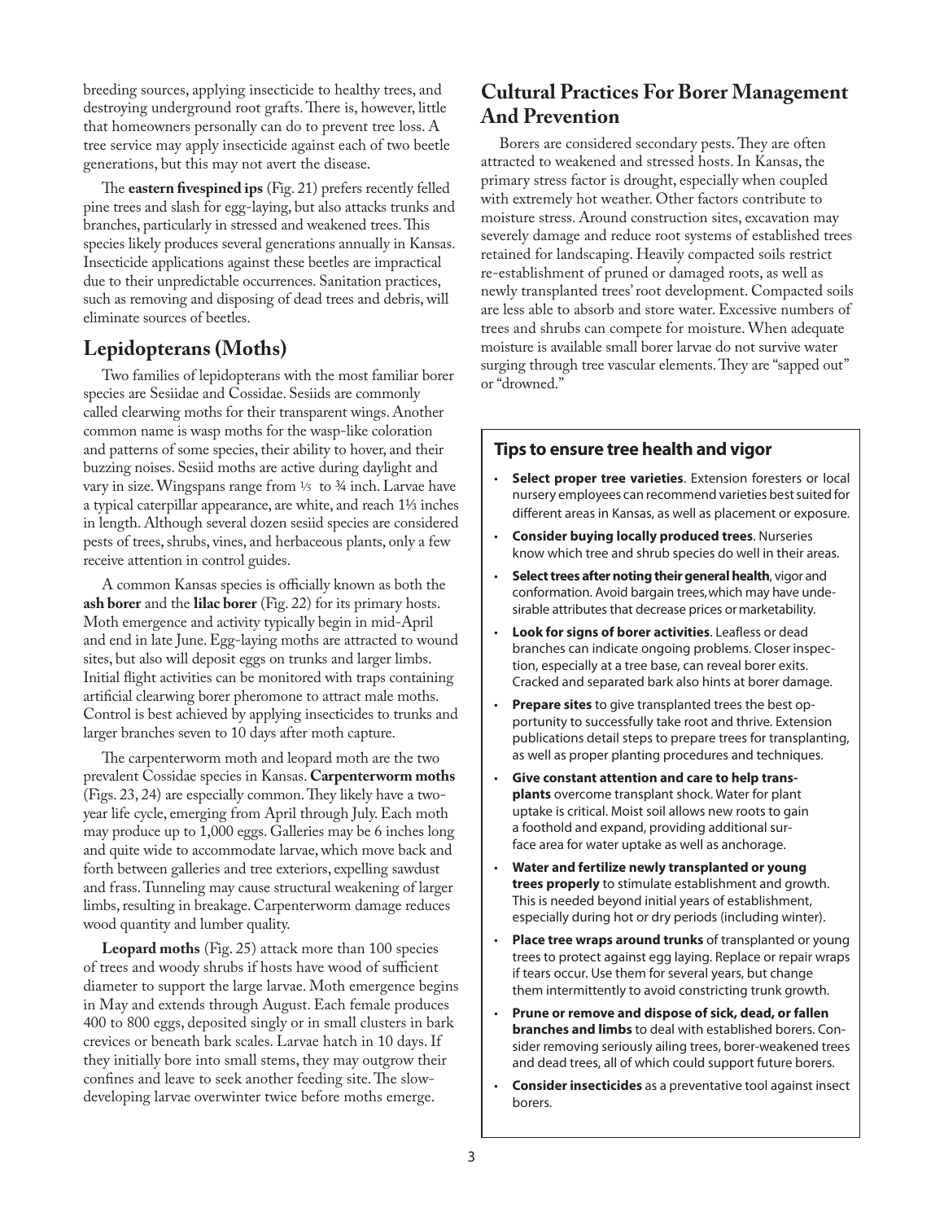breeding sources, applying insecticide to healthy trees, and destroying underground root grafts. There is, however, little that homeowners personally can do to prevent tree loss. A tree service may apply insecticide against each of two beetle generations, but this may not avert the disease.

The **eastern fivespined ips** (Fig. 21) prefers recently felled pine trees and slash for egg-laying, but also attacks trunks and branches, particularly in stressed and weakened trees. This species likely produces several generations annually in Kansas. Insecticide applications against these beetles are impractical due to their unpredictable occurrences. Sanitation practices, such as removing and disposing of dead trees and debris, will eliminate sources of beetles.

## Lepidopterans (Moths)

Two families of lepidopterans with the most familiar borer species are Sesiidae and Cossidae. Sesiids are commonly called clearwing moths for their transparent wings. Another common name is wasp moths for the wasp-like coloration and patterns of some species, their ability to hover, and their buzzing noises. Sesiid moths are active during daylight and vary in size. Wingspans range from ⅕ to ¾ inch. Larvae have a typical caterpillar appearance, are white, and reach 1⅓ inches in length. Although several dozen sesiid species are considered pests of trees, shrubs, vines, and herbaceous plants, only a few receive attention in control guides.

A common Kansas species is officially known as both the **ash borer** and the **lilac borer** (Fig. 22) for its primary hosts. Moth emergence and activity typically begin in mid-April and end in late June. Egg-laying moths are attracted to wound sites, but also will deposit eggs on trunks and larger limbs. Initial flight activities can be monitored with traps containing artificial clearwing borer pheromone to attract male moths. Control is best achieved by applying insecticides to trunks and larger branches seven to 10 days after moth capture.

The carpenterworm moth and leopard moth are the two prevalent Cossidae species in Kansas. **Carpenterworm moths** (Figs. 23, 24) are especially common. They likely have a two-year life cycle, emerging from April through July. Each moth may produce up to 1,000 eggs. Galleries may be 6 inches long and quite wide to accommodate larvae, which move back and forth between galleries and tree exteriors, expelling sawdust and frass. Tunneling may cause structural weakening of larger limbs, resulting in breakage. Carpenterworm damage reduces wood quantity and lumber quality.

**Leopard moths** (Fig. 25) attack more than 100 species of trees and woody shrubs if hosts have wood of sufficient diameter to support the large larvae. Moth emergence begins in May and extends through August. Each female produces 400 to 800 eggs, deposited singly or in small clusters in bark crevices or beneath bark scales. Larvae hatch in 10 days. If they initially bore into small stems, they may outgrow their confines and leave to seek another feeding site. The slow-developing larvae overwinter twice before moths emerge.

## Cultural Practices For Borer Management And Prevention

Borers are considered secondary pests. They are often attracted to weakened and stressed hosts. In Kansas, the primary stress factor is drought, especially when coupled with extremely hot weather. Other factors contribute to moisture stress. Around construction sites, excavation may severely damage and reduce root systems of established trees retained for landscaping. Heavily compacted soils restrict re-establishment of pruned or damaged roots, as well as newly transplanted trees' root development. Compacted soils are less able to absorb and store water. Excessive numbers of trees and shrubs can compete for moisture. When adequate moisture is available small borer larvae do not survive water surging through tree vascular elements. They are "sapped out" or "drowned."

### Tips to ensure tree health and vigor

- **Select proper tree varieties**. Extension foresters or local nursery employees can recommend varieties best suited for different areas in Kansas, as well as placement or exposure.
- **Consider buying locally produced trees**. Nurseries know which tree and shrub species do well in their areas.
- **Select trees after noting their general health**, vigor and conformation. Avoid bargain trees, which may have undesirable attributes that decrease prices or marketability.
- **Look for signs of borer activities**. Leafless or dead branches can indicate ongoing problems. Closer inspection, especially at a tree base, can reveal borer exits. Cracked and separated bark also hints at borer damage.
- **Prepare sites** to give transplanted trees the best opportunity to successfully take root and thrive. Extension publications detail steps to prepare trees for transplanting, as well as proper planting procedures and techniques.
- **Give constant attention and care to help transplants** overcome transplant shock. Water for plant uptake is critical. Moist soil allows new roots to gain a foothold and expand, providing additional surface area for water uptake as well as anchorage.
- **Water and fertilize newly transplanted or young trees properly** to stimulate establishment and growth. This is needed beyond initial years of establishment, especially during hot or dry periods (including winter).
- **Place tree wraps around trunks** of transplanted or young trees to protect against egg laying. Replace or repair wraps if tears occur. Use them for several years, but change them intermittently to avoid constricting trunk growth.
- **Prune or remove and dispose of sick, dead, or fallen branches and limbs** to deal with established borers. Consider removing seriously ailing trees, borer-weakened trees and dead trees, all of which could support future borers.
- **Consider insecticides** as a preventative tool against insect borers.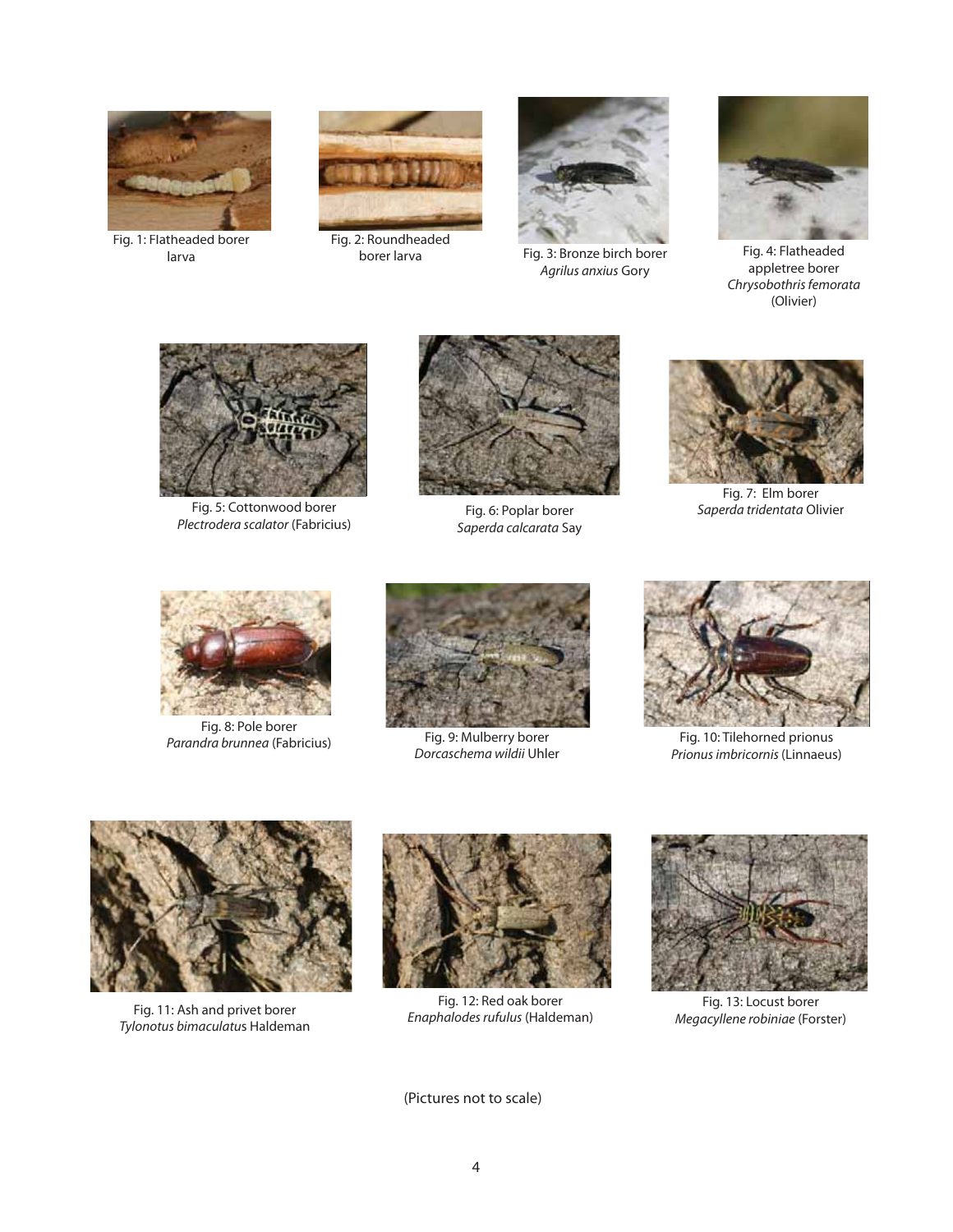Fig. 1: Flatheaded borer larva

Fig. 2: Roundheaded borer larva

Fig. 3: Bronze birch borer *Agrilus anxius* Gory

Fig. 4: Flatheaded appletree borer *Chrysobothris femorata* (Olivier)

Fig. 5: Cottonwood borer *Plectrodera scalator* (Fabricius)

Fig. 6: Poplar borer *Saperda calcarata* Say

Fig. 7: Elm borer *Saperda tridentata* Olivier

Fig. 8: Pole borer *Parandra brunnea* (Fabricius)

Fig. 9: Mulberry borer *Dorcaschema wildii* Uhler

Fig. 10: Tilehorned prionus *Prionus imbricornis* (Linnaeus)

Fig. 11: Ash and privet borer *Tylonotus bimaculatus* Haldeman

Fig. 12: Red oak borer *Enaphalodes rufulus* (Haldeman)

Fig. 13: Locust borer *Megacyllene robiniae* (Forster)

(Pictures not to scale)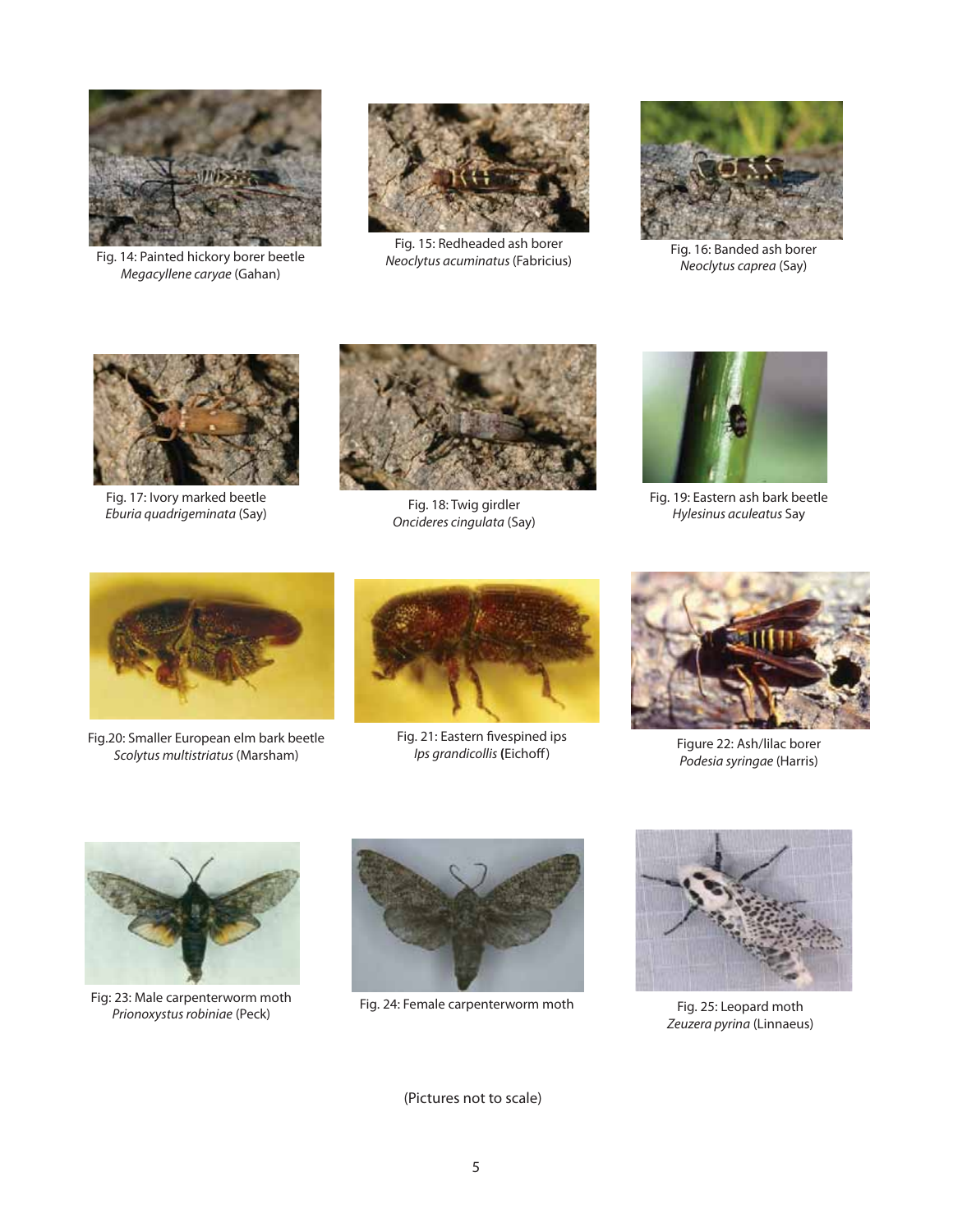Fig. 14: Painted hickory borer beetle
*Megacyllene caryae* (Gahan)

Fig. 15: Redheaded ash borer
*Neoclytus acuminatus* (Fabricius)

Fig. 16: Banded ash borer
*Neoclytus caprea* (Say)

Fig. 17: Ivory marked beetle
*Eburia quadrigeminata* (Say)

Fig. 18: Twig girdler
*Oncideres cingulata* (Say)

Fig. 19: Eastern ash bark beetle
*Hylesinus aculeatus* Say

Fig.20: Smaller European elm bark beetle
*Scolytus multistriatus* (Marsham)

Fig. 21: Eastern fivespined ips
*Ips grandicollis* **(**Eichoff**)**

Figure 22: Ash/lilac borer
*Podesia syringae* (Harris)

Fig: 23: Male carpenterworm moth
*Prionoxystus robiniae* (Peck)

Fig. 24: Female carpenterworm moth

Fig. 25: Leopard moth
*Zeuzera pyrina* (Linnaeus)

(Pictures not to scale)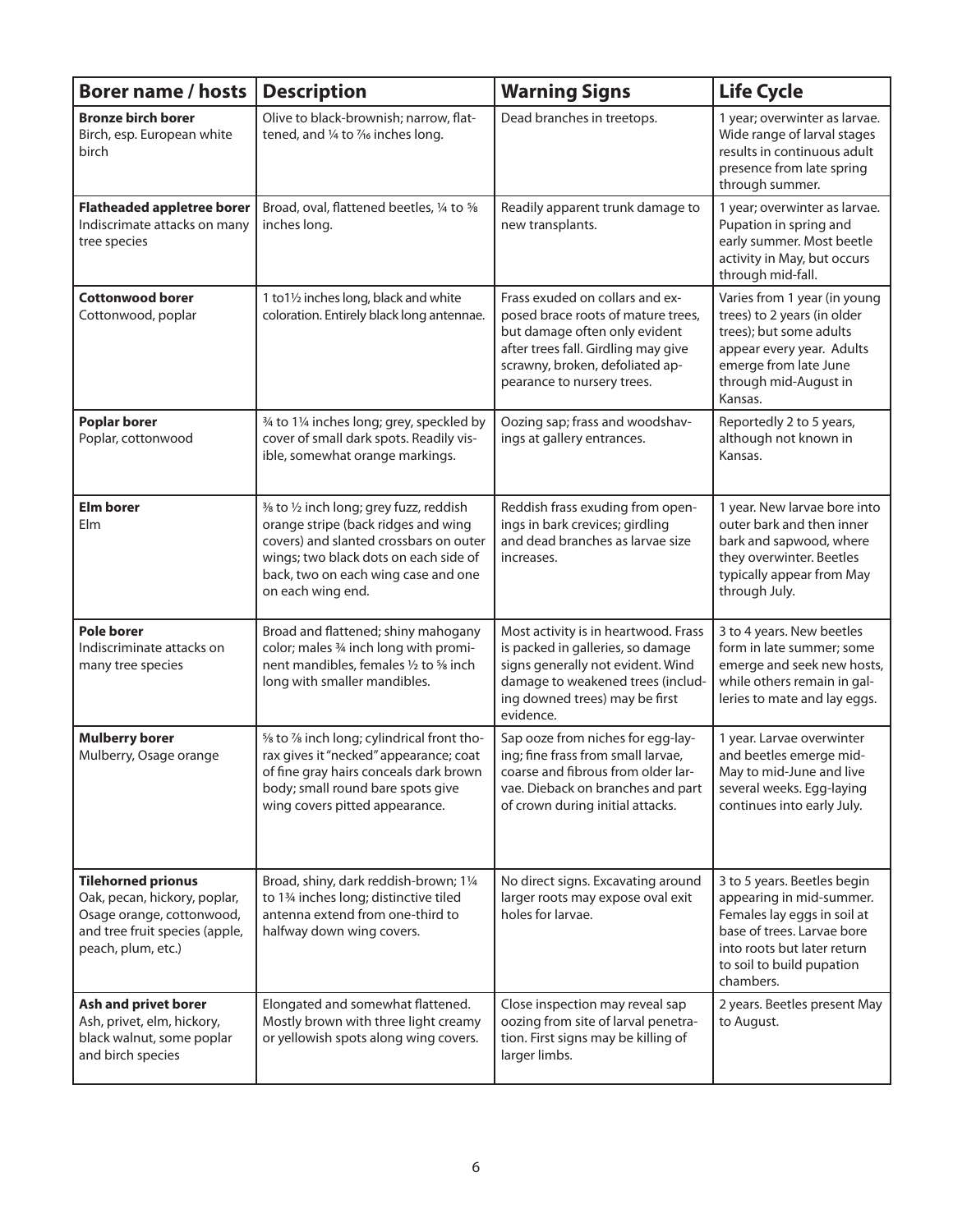| Borer name / hosts | Description | Warning Signs | Life Cycle |
|---|---|---|---|
| **Bronze birch borer** Birch, esp. European white birch | Olive to black-brownish; narrow, flattened, and ¼ to 7/16 inches long. | Dead branches in treetops. | 1 year; overwinter as larvae. Wide range of larval stages results in continuous adult presence from late spring through summer. |
| **Flatheaded appletree borer** Indiscriminate attacks on many tree species | Broad, oval, flattened beetles, ¼ to ⅝ inches long. | Readily apparent trunk damage to new transplants. | 1 year; overwinter as larvae. Pupation in spring and early summer. Most beetle activity in May, but occurs through mid-fall. |
| **Cottonwood borer** Cottonwood, poplar | 1 to1½ inches long, black and white coloration. Entirely black long antennae. | Frass exuded on collars and exposed brace roots of mature trees, but damage often only evident after trees fall. Girdling may give scrawny, broken, defoliated appearance to nursery trees. | Varies from 1 year (in young trees) to 2 years (in older trees); but some adults appear every year. Adults emerge from late June through mid-August in Kansas. |
| **Poplar borer** Poplar, cottonwood | ¾ to 1¼ inches long; grey, speckled by cover of small dark spots. Readily visible, somewhat orange markings. | Oozing sap; frass and woodshavings at gallery entrances. | Reportedly 2 to 5 years, although not known in Kansas. |
| **Elm borer** Elm | ⅜ to ½ inch long; grey fuzz, reddish orange stripe (back ridges and wing covers) and slanted crossbars on outer wings; two black dots on each side of back, two on each wing case and one on each wing end. | Reddish frass exuding from openings in bark crevices; girdling and dead branches as larvae size increases. | 1 year. New larvae bore into outer bark and then inner bark and sapwood, where they overwinter. Beetles typically appear from May through July. |
| **Pole borer** Indiscriminate attacks on many tree species | Broad and flattened; shiny mahogany color; males ¾ inch long with prominent mandibles, females ½ to ⅝ inch long with smaller mandibles. | Most activity is in heartwood. Frass is packed in galleries, so damage signs generally not evident. Wind damage to weakened trees (including downed trees) may be first evidence. | 3 to 4 years. New beetles form in late summer; some emerge and seek new hosts, while others remain in galleries to mate and lay eggs. |
| **Mulberry borer** Mulberry, Osage orange | ⅝ to ⅞ inch long; cylindrical front thorax gives it "necked" appearance; coat of fine gray hairs conceals dark brown body; small round bare spots give wing covers pitted appearance. | Sap ooze from niches for egg-laying; fine frass from small larvae, coarse and fibrous from older larvae. Dieback on branches and part of crown during initial attacks. | 1 year. Larvae overwinter and beetles emerge mid-May to mid-June and live several weeks. Egg-laying continues into early July. |
| **Tilehorned prionus** Oak, pecan, hickory, poplar, Osage orange, cottonwood, and tree fruit species (apple, peach, plum, etc.) | Broad, shiny, dark reddish-brown; 1¼ to 1¾ inches long; distinctive tiled antenna extend from one-third to halfway down wing covers. | No direct signs. Excavating around larger roots may expose oval exit holes for larvae. | 3 to 5 years. Beetles begin appearing in mid-summer. Females lay eggs in soil at base of trees. Larvae bore into roots but later return to soil to build pupation chambers. |
| **Ash and privet borer** Ash, privet, elm, hickory, black walnut, some poplar and birch species | Elongated and somewhat flattened. Mostly brown with three light creamy or yellowish spots along wing covers. | Close inspection may reveal sap oozing from site of larval penetration. First signs may be killing of larger limbs. | 2 years. Beetles present May to August. |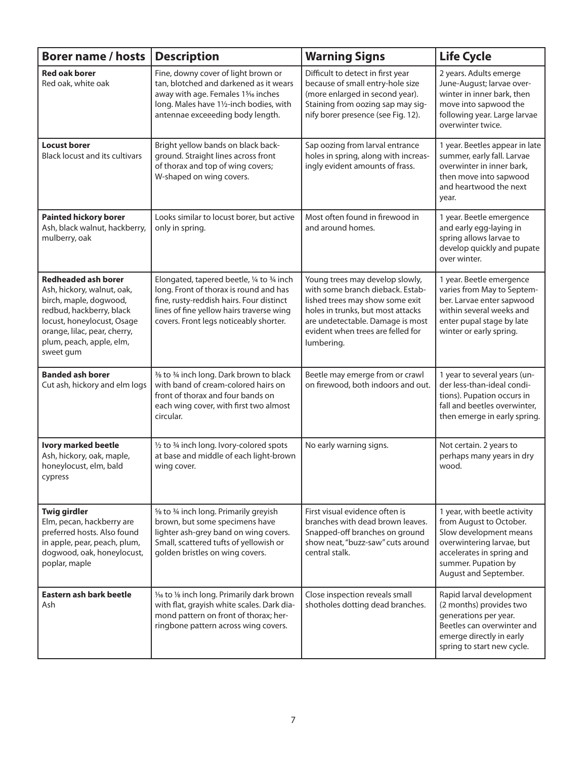| Borer name / hosts | Description | Warning Signs | Life Cycle |
|---|---|---|---|
| **Red oak borer**<br>Red oak, white oak | Fine, downy cover of light brown or tan, blotched and darkened as it wears away with age. Females 1⁵⁄₁₆ inches long. Males have 1½-inch bodies, with antennae exceeeding body length. | Difficult to detect in first year because of small entry-hole size (more enlarged in second year). Staining from oozing sap may signify borer presence (see Fig. 12). | 2 years. Adults emerge June-August; larvae overwinter in inner bark, then move into sapwood the following year. Large larvae overwinter twice. |
| **Locust borer**<br>Black locust and its cultivars | Bright yellow bands on black background. Straight lines across front of thorax and top of wing covers; W-shaped on wing covers. | Sap oozing from larval entrance holes in spring, along with increasingly evident amounts of frass. | 1 year. Beetles appear in late summer, early fall. Larvae overwinter in inner bark, then move into sapwood and heartwood the next year. |
| **Painted hickory borer**<br>Ash, black walnut, hackberry, mulberry, oak | Looks similar to locust borer, but active only in spring. | Most often found in firewood in and around homes. | 1 year. Beetle emergence and early egg-laying in spring allows larvae to develop quickly and pupate over winter. |
| **Redheaded ash borer**<br>Ash, hickory, walnut, oak, birch, maple, dogwood, redbud, hackberry, black locust, honeylocust, Osage orange, lilac, pear, cherry, plum, peach, apple, elm, sweet gum | Elongated, tapered beetle, ¼ to ¾ inch long. Front of thorax is round and has fine, rusty-reddish hairs. Four distinct lines of fine yellow hairs traverse wing covers. Front legs noticeably shorter. | Young trees may develop slowly, with some branch dieback. Established trees may show some exit holes in trunks, but most attacks are undetectable. Damage is most evident when trees are felled for lumbering. | 1 year. Beetle emergence varies from May to September. Larvae enter sapwood within several weeks and enter pupal stage by late winter or early spring. |
| **Banded ash borer**<br>Cut ash, hickory and elm logs | ⅜ to ¾ inch long. Dark brown to black with band of cream-colored hairs on front of thorax and four bands on each wing cover, with first two almost circular. | Beetle may emerge from or crawl on firewood, both indoors and out. | 1 year to several years (under less-than-ideal conditions). Pupation occurs in fall and beetles overwinter, then emerge in early spring. |
| **Ivory marked beetle**<br>Ash, hickory, oak, maple, honeylocust, elm, bald cypress | ½ to ¾ inch long. Ivory-colored spots at base and middle of each light-brown wing cover. | No early warning signs. | Not certain. 2 years to perhaps many years in dry wood. |
| **Twig girdler**<br>Elm, pecan, hackberry are preferred hosts. Also found in apple, pear, peach, plum, dogwood, oak, honeylocust, poplar, maple | ⅝ to ¾ inch long. Primarily greyish brown, but some specimens have lighter ash-grey band on wing covers. Small, scattered tufts of yellowish or golden bristles on wing covers. | First visual evidence often is branches with dead brown leaves. Snapped-off branches on ground show neat, "buzz-saw" cuts around central stalk. | 1 year, with beetle activity from August to October. Slow development means overwintering larvae, but accelerates in spring and summer. Pupation by August and September. |
| **Eastern ash bark beetle**<br>Ash | ¹⁄₁₆ to ⅛ inch long. Primarily dark brown with flat, grayish white scales. Dark diamond pattern on front of thorax; herringbone pattern across wing covers. | Close inspection reveals small shotholes dotting dead branches. | Rapid larval development (2 months) provides two generations per year. Beetles can overwinter and emerge directly in early spring to start new cycle. |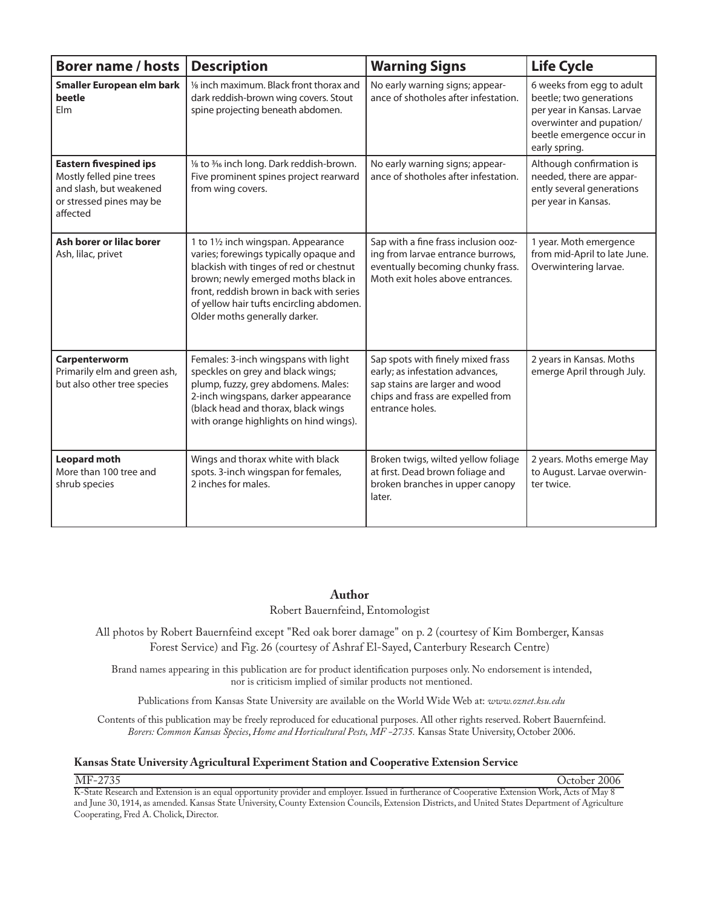| Borer name / hosts | Description | Warning Signs | Life Cycle |
|---|---|---|---|
| **Smaller European elm bark beetle** Elm | ⅛ inch maximum. Black front thorax and dark reddish-brown wing covers. Stout spine projecting beneath abdomen. | No early warning signs; appearance of shotholes after infestation. | 6 weeks from egg to adult beetle; two generations per year in Kansas. Larvae overwinter and pupation/beetle emergence occur in early spring. |
| **Eastern fivespined ips** Mostly felled pine trees and slash, but weakened or stressed pines may be affected | ⅛ to 3⁄16 inch long. Dark reddish-brown. Five prominent spines project rearward from wing covers. | No early warning signs; appearance of shotholes after infestation. | Although confirmation is needed, there are apparently several generations per year in Kansas. |
| **Ash borer or lilac borer** Ash, lilac, privet | 1 to 1½ inch wingspan. Appearance varies; forewings typically opaque and blackish with tinges of red or chestnut brown; newly emerged moths black in front, reddish brown in back with series of yellow hair tufts encircling abdomen. Older moths generally darker. | Sap with a fine frass inclusion oozing from larvae entrance burrows, eventually becoming chunky frass. Moth exit holes above entrances. | 1 year. Moth emergence from mid-April to late June. Overwintering larvae. |
| **Carpenterworm** Primarily elm and green ash, but also other tree species | Females: 3-inch wingspans with light speckles on grey and black wings; plump, fuzzy, grey abdomens. Males: 2-inch wingspans, darker appearance (black head and thorax, black wings with orange highlights on hind wings). | Sap spots with finely mixed frass early; as infestation advances, sap stains are larger and wood chips and frass are expelled from entrance holes. | 2 years in Kansas. Moths emerge April through July. |
| **Leopard moth** More than 100 tree and shrub species | Wings and thorax white with black spots. 3-inch wingspan for females, 2 inches for males. | Broken twigs, wilted yellow foliage at first. Dead brown foliage and broken branches in upper canopy later. | 2 years. Moths emerge May to August. Larvae overwinter twice. |

**Author**

Robert Bauernfeind, Entomologist

All photos by Robert Bauernfeind except "Red oak borer damage" on p. 2 (courtesy of Kim Bomberger, Kansas Forest Service) and Fig. 26 (courtesy of Ashraf El-Sayed, Canterbury Research Centre)

Brand names appearing in this publication are for product identification purposes only. No endorsement is intended, nor is criticism implied of similar products not mentioned.

Publications from Kansas State University are available on the World Wide Web at: *www.oznet.ksu.edu*

Contents of this publication may be freely reproduced for educational purposes. All other rights reserved. Robert Bauernfeind. *Borers: Common Kansas Species*, *Home and Horticultural Pests, MF -2735.* Kansas State University, October 2006.

**Kansas State University Agricultural Experiment Station and Cooperative Extension Service**

MF-2735 October 2006

K-State Research and Extension is an equal opportunity provider and employer. Issued in furtherance of Cooperative Extension Work, Acts of May 8 and June 30, 1914, as amended. Kansas State University, County Extension Councils, Extension Districts, and United States Department of Agriculture Cooperating, Fred A. Cholick, Director.